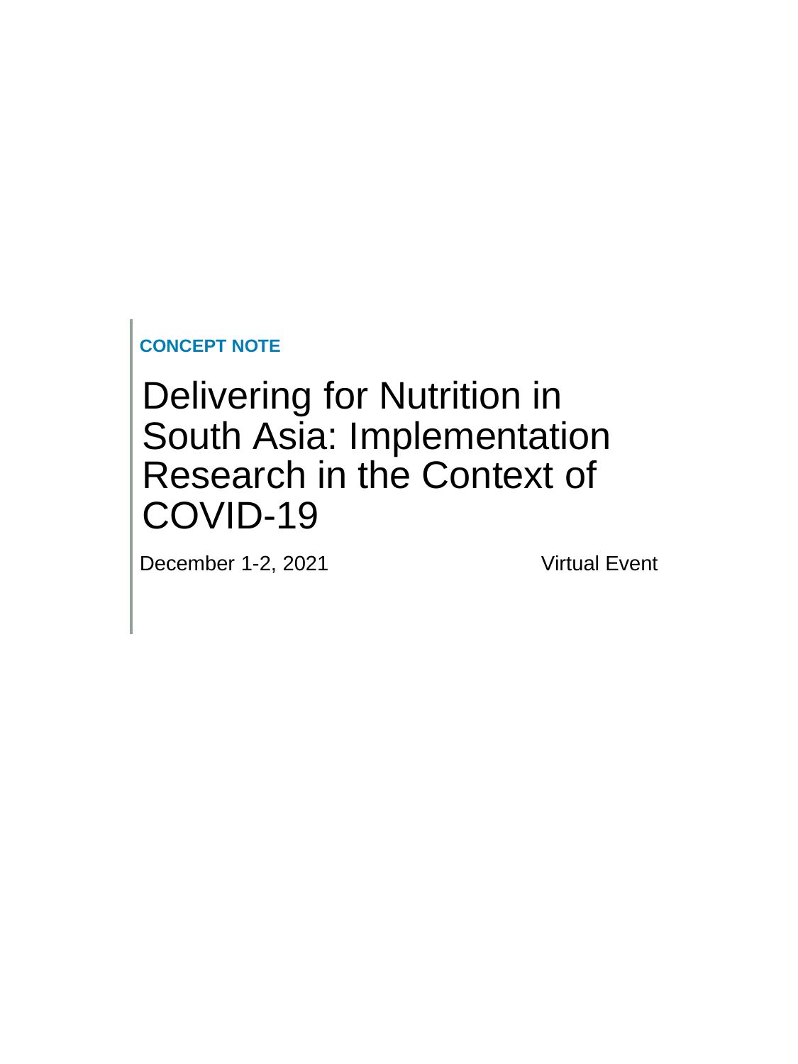**CONCEPT NOTE**

# Delivering for Nutrition in South Asia: Implementation Research in the Context of COVID-19

December 1-2, 2021

Virtual Event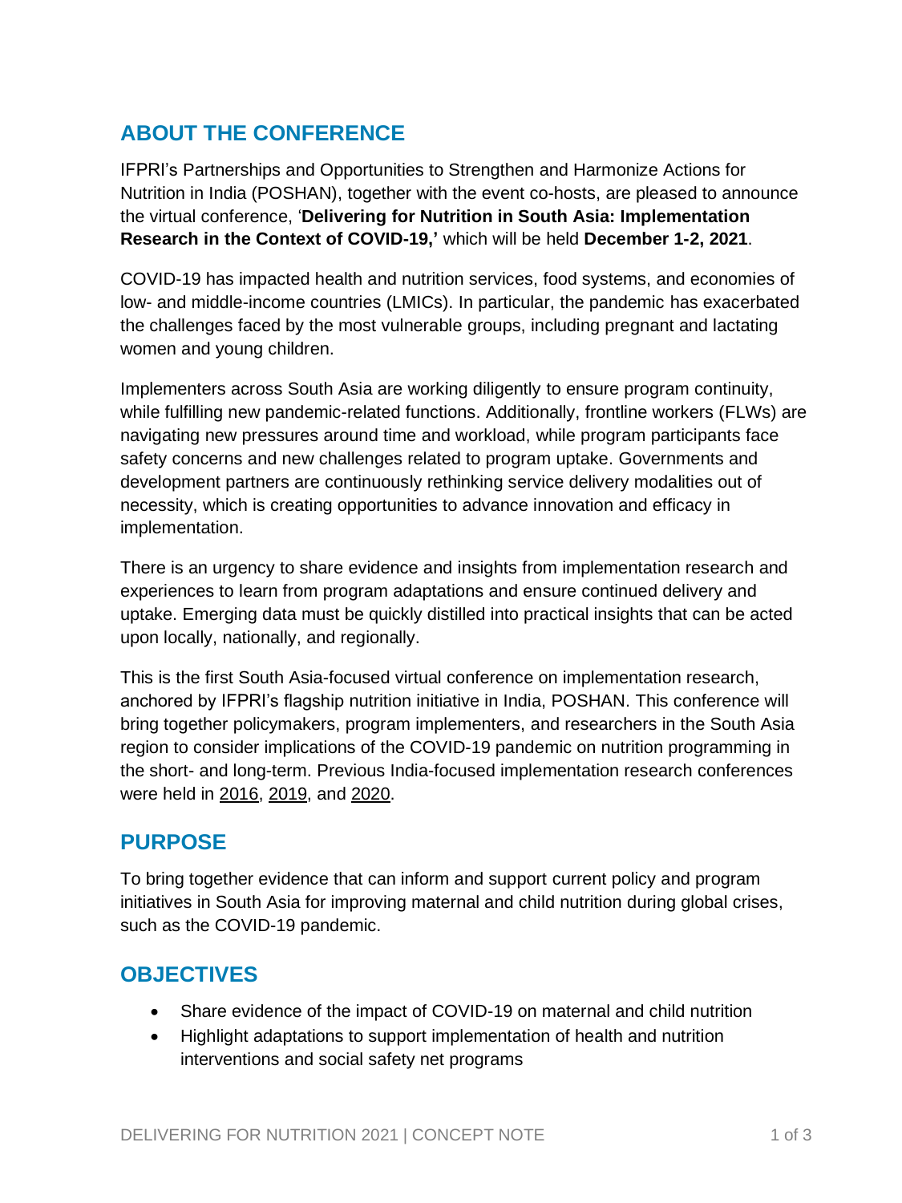## ABOUT THE CONFERENCE

IFPRI's Partnerships and Opportunities to Strengthen and Harmonize Actions for Nutrition in India (POSHAN), together with the event co-hosts, are pleased to announce the virtual conference, '**Delivering for Nutrition in South Asia: Implementation Research in the Context of COVID-19,'** which will be held **December 1-2, 2021**.

COVID-19 has impacted health and nutrition services, food systems, and economies of low- and middle-income countries (LMICs). In particular, the pandemic has exacerbated the challenges faced by the most vulnerable groups, including pregnant and lactating women and young children.

Implementers across South Asia are working diligently to ensure program continuity, while fulfilling new pandemic-related functions. Additionally, frontline workers (FLWs) are navigating new pressures around time and workload, while program participants face safety concerns and new challenges related to program uptake. Governments and development partners are continuously rethinking service delivery modalities out of necessity, which is creating opportunities to advance innovation and efficacy in implementation.

There is an urgency to share evidence and insights from implementation research and experiences to learn from program adaptations and ensure continued delivery and uptake. Emerging data must be quickly distilled into practical insights that can be acted upon locally, nationally, and regionally.

This is the first South Asia-focused virtual conference on implementation research, anchored by IFPRI's flagship nutrition initiative in India, POSHAN. This conference will bring together policymakers, program implementers, and researchers in the South Asia region to consider implications of the COVID-19 pandemic on nutrition programming in the short- and long-term. Previous India-focused implementation research conferences were held in 2016, 2019, and 2020.

## PURPOSE

To bring together evidence that can inform and support current policy and program initiatives in South Asia for improving maternal and child nutrition during global crises, such as the COVID-19 pandemic.

## OBJECTIVES

- Share evidence of the impact of COVID-19 on maternal and child nutrition
- Highlight adaptations to support implementation of health and nutrition interventions and social safety net programs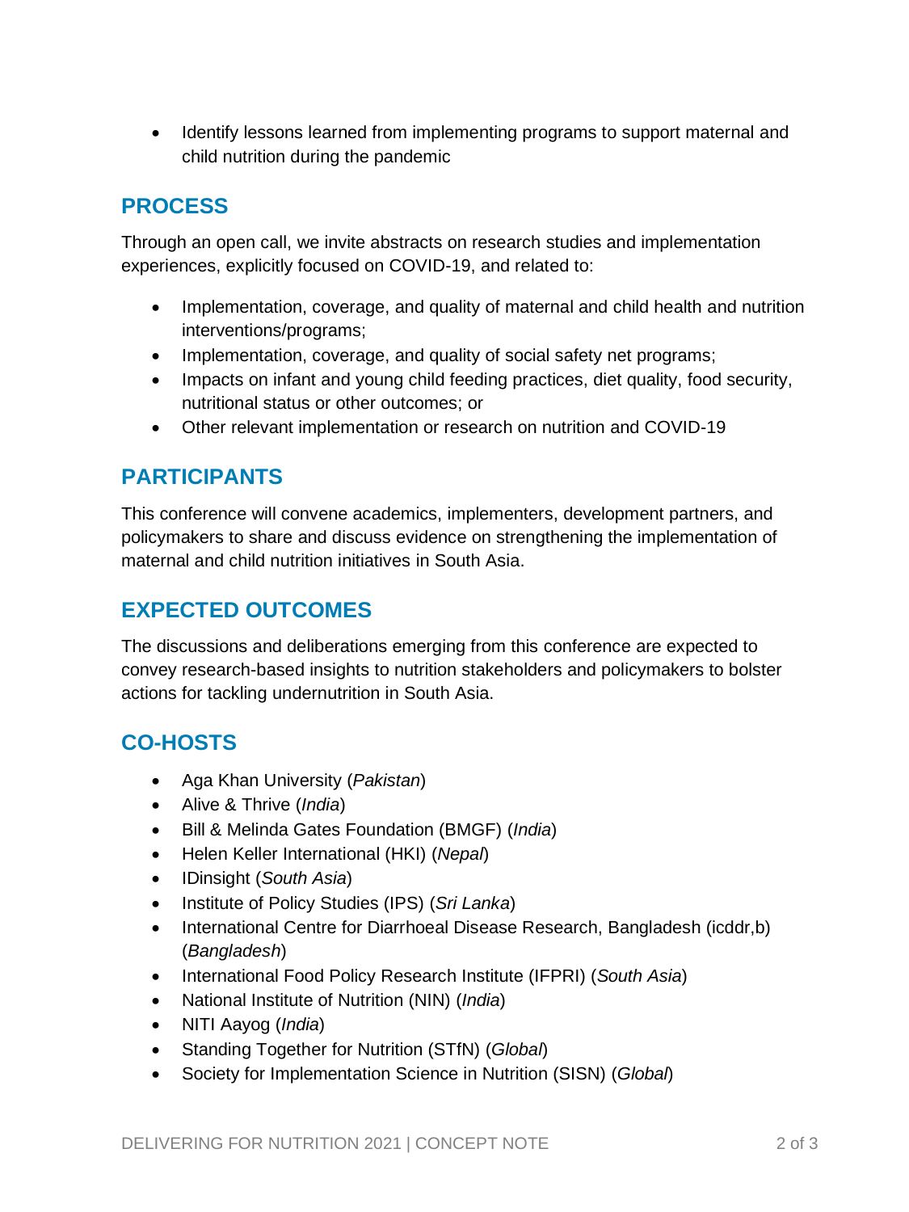- Identify lessons learned from implementing programs to support maternal and child nutrition during the pandemic

## PROCESS

Through an open call, we invite abstracts on research studies and implementation experiences, explicitly focused on COVID-19, and related to:

- Implementation, coverage, and quality of maternal and child health and nutrition interventions/programs;
- Implementation, coverage, and quality of social safety net programs;
- Impacts on infant and young child feeding practices, diet quality, food security, nutritional status or other outcomes; or
- Other relevant implementation or research on nutrition and COVID-19

## PARTICIPANTS

This conference will convene academics, implementers, development partners, and policymakers to share and discuss evidence on strengthening the implementation of maternal and child nutrition initiatives in South Asia.

## EXPECTED OUTCOMES

The discussions and deliberations emerging from this conference are expected to convey research-based insights to nutrition stakeholders and policymakers to bolster actions for tackling undernutrition in South Asia.

## CO-HOSTS

- Aga Khan University (*Pakistan*)
- Alive & Thrive (*India*)
- Bill & Melinda Gates Foundation (BMGF) (*India*)
- Helen Keller International (HKI) (*Nepal*)
- IDinsight (*South Asia*)
- Institute of Policy Studies (IPS) (*Sri Lanka*)
- International Centre for Diarrhoeal Disease Research, Bangladesh (icddr,b) (*Bangladesh*)
- International Food Policy Research Institute (IFPRI) (*South Asia*)
- National Institute of Nutrition (NIN) (*India*)
- NITI Aayog (*India*)
- Standing Together for Nutrition (STfN) (*Global*)
- Society for Implementation Science in Nutrition (SISN) (*Global*)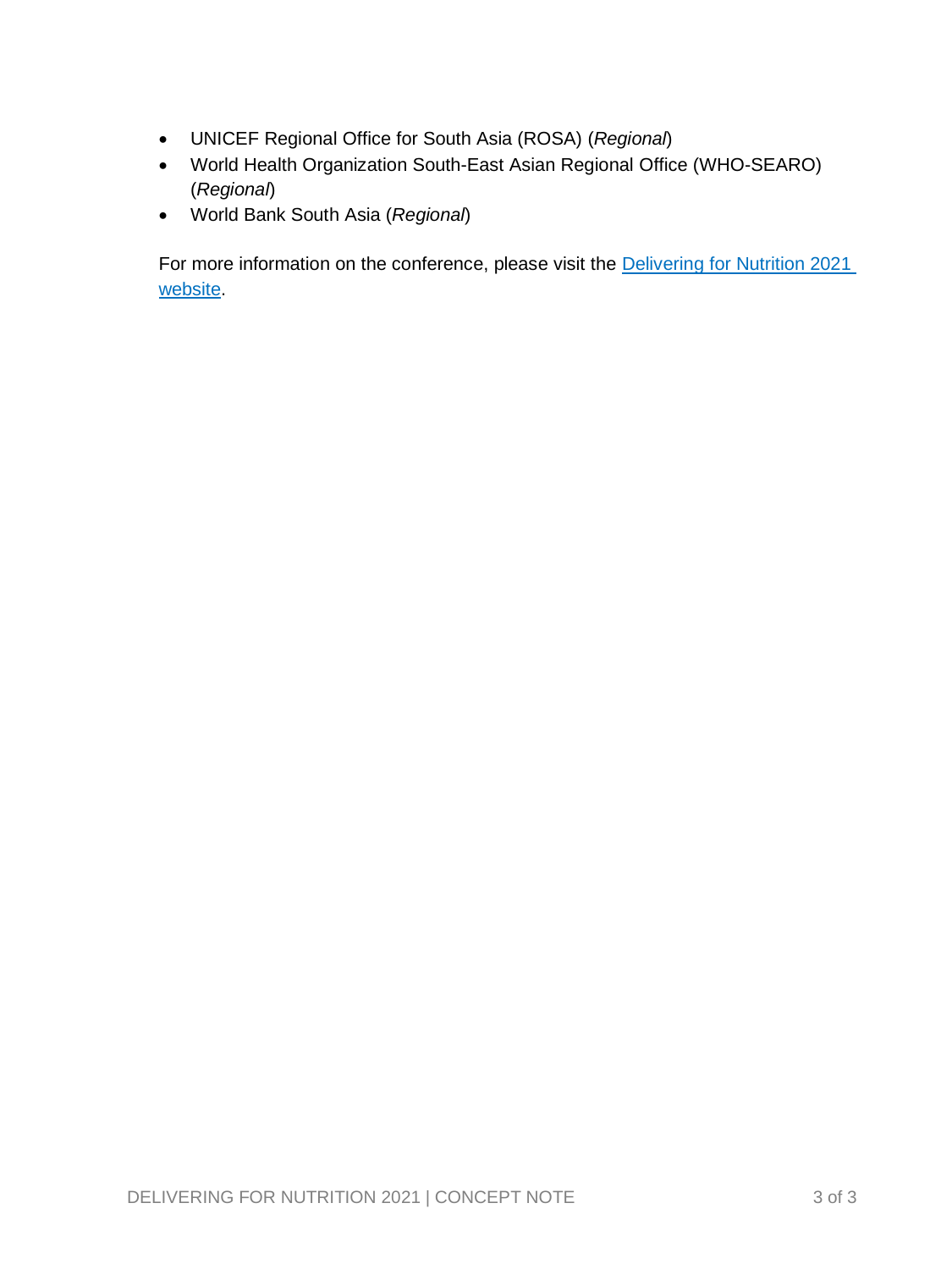- UNICEF Regional Office for South Asia (ROSA) (*Regional*)
- World Health Organization South-East Asian Regional Office (WHO-SEARO) (*Regional*)
- World Bank South Asia (*Regional*)

For more information on the conference, please visit the Delivering for Nutrition 2021 website.